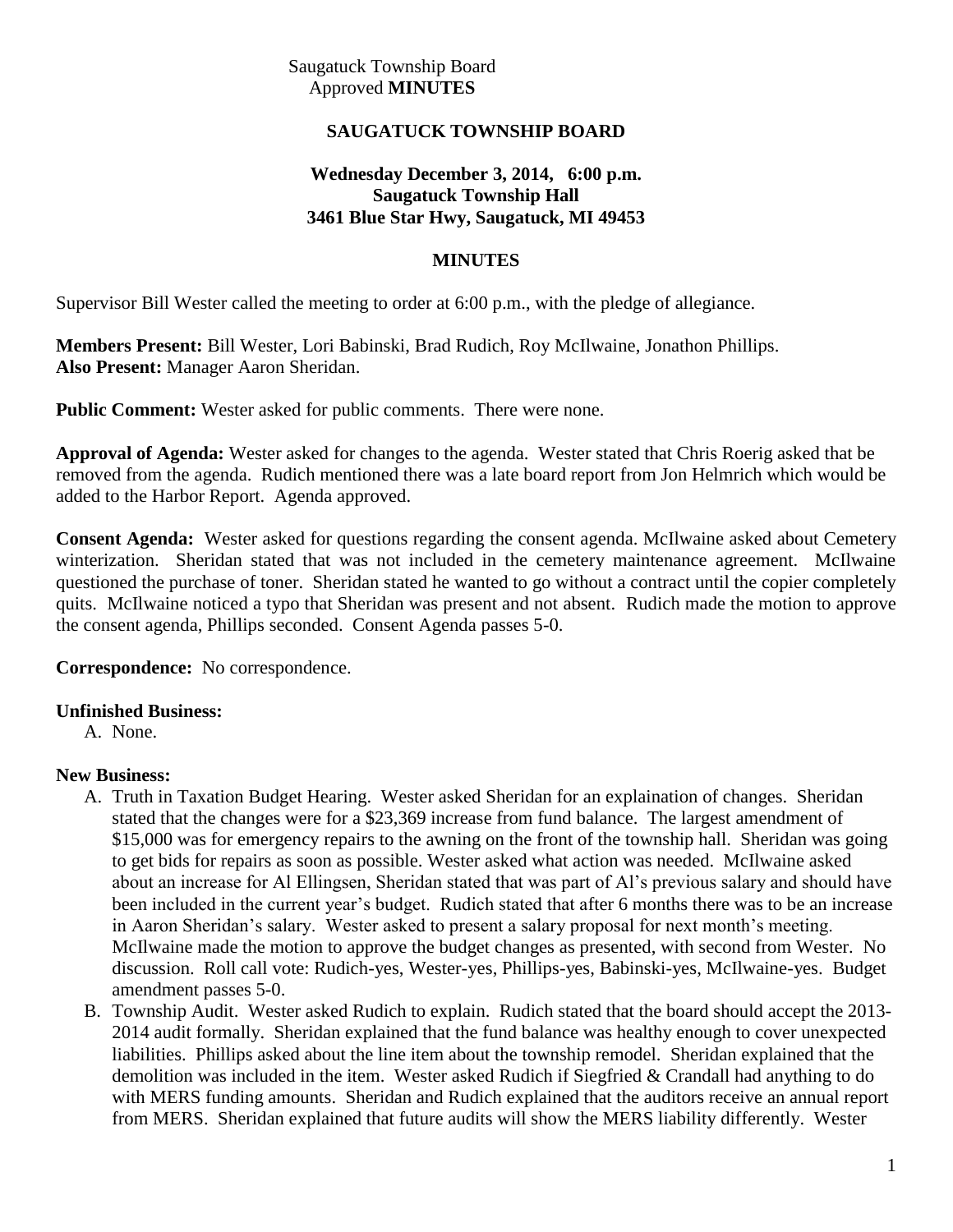Saugatuck Township Board
Approved **MINUTES**

## SAUGATUCK TOWNSHIP BOARD

**Wednesday December 3, 2014, 6:00 p.m.**
**Saugatuck Township Hall**
**3461 Blue Star Hwy, Saugatuck, MI 49453**

## MINUTES

Supervisor Bill Wester called the meeting to order at 6:00 p.m., with the pledge of allegiance.

**Members Present:** Bill Wester, Lori Babinski, Brad Rudich, Roy McIlwaine, Jonathon Phillips.
**Also Present:** Manager Aaron Sheridan.

**Public Comment:** Wester asked for public comments. There were none.

**Approval of Agenda:** Wester asked for changes to the agenda. Wester stated that Chris Roerig asked that be removed from the agenda. Rudich mentioned there was a late board report from Jon Helmrich which would be added to the Harbor Report. Agenda approved.

**Consent Agenda:** Wester asked for questions regarding the consent agenda. McIlwaine asked about Cemetery winterization. Sheridan stated that was not included in the cemetery maintenance agreement. McIlwaine questioned the purchase of toner. Sheridan stated he wanted to go without a contract until the copier completely quits. McIlwaine noticed a typo that Sheridan was present and not absent. Rudich made the motion to approve the consent agenda, Phillips seconded. Consent Agenda passes 5-0.

**Correspondence:** No correspondence.

**Unfinished Business:**

A. None.

**New Business:**

A. Truth in Taxation Budget Hearing. Wester asked Sheridan for an explaination of changes. Sheridan stated that the changes were for a $23,369 increase from fund balance. The largest amendment of $15,000 was for emergency repairs to the awning on the front of the township hall. Sheridan was going to get bids for repairs as soon as possible. Wester asked what action was needed. McIlwaine asked about an increase for Al Ellingsen, Sheridan stated that was part of Al's previous salary and should have been included in the current year's budget. Rudich stated that after 6 months there was to be an increase in Aaron Sheridan's salary. Wester asked to present a salary proposal for next month's meeting. McIlwaine made the motion to approve the budget changes as presented, with second from Wester. No discussion. Roll call vote: Rudich-yes, Wester-yes, Phillips-yes, Babinski-yes, McIlwaine-yes. Budget amendment passes 5-0.

B. Township Audit. Wester asked Rudich to explain. Rudich stated that the board should accept the 2013-2014 audit formally. Sheridan explained that the fund balance was healthy enough to cover unexpected liabilities. Phillips asked about the line item about the township remodel. Sheridan explained that the demolition was included in the item. Wester asked Rudich if Siegfried & Crandall had anything to do with MERS funding amounts. Sheridan and Rudich explained that the auditors receive an annual report from MERS. Sheridan explained that future audits will show the MERS liability differently. Wester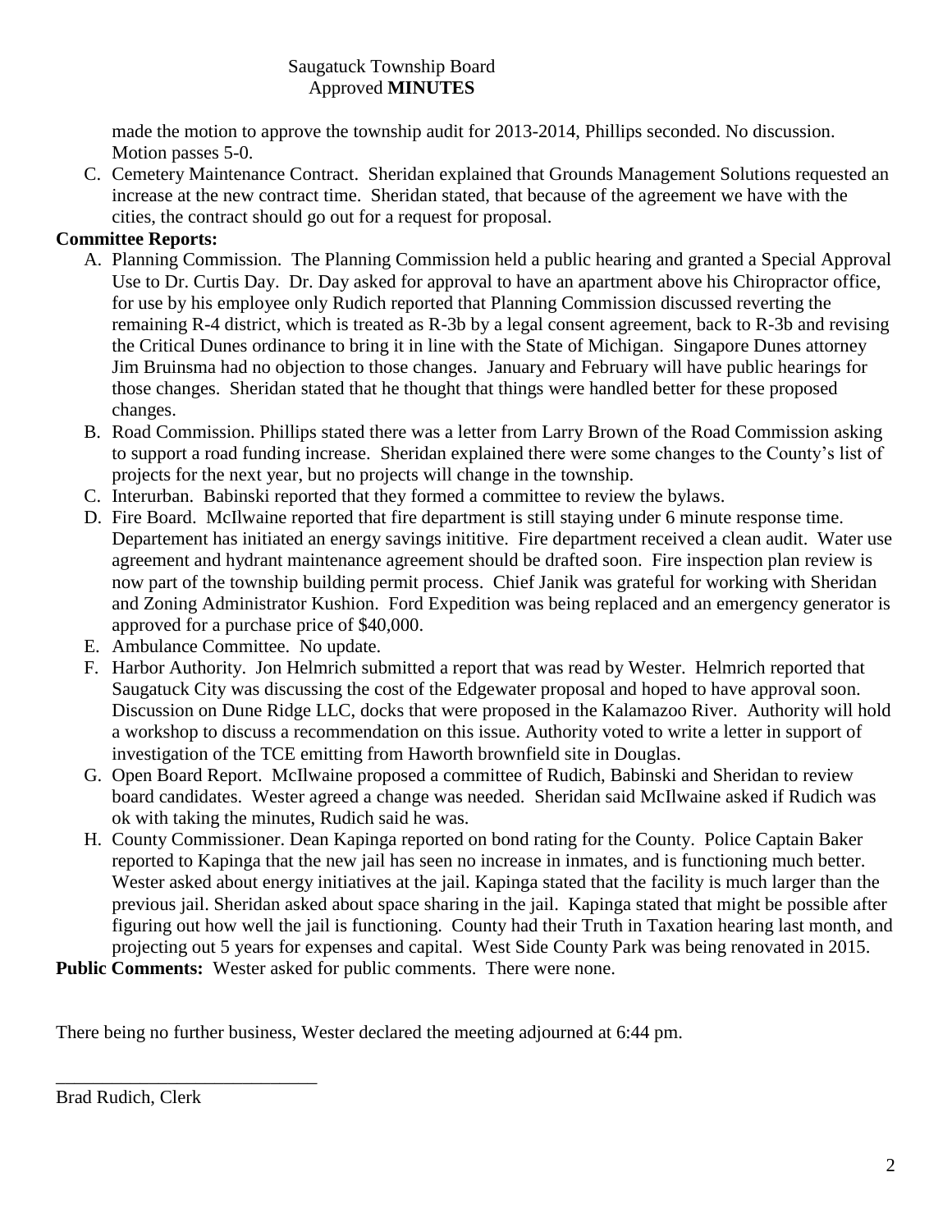made the motion to approve the township audit for 2013-2014, Phillips seconded. No discussion. Motion passes 5-0.

C. Cemetery Maintenance Contract. Sheridan explained that Grounds Management Solutions requested an increase at the new contract time. Sheridan stated, that because of the agreement we have with the cities, the contract should go out for a request for proposal.

**Committee Reports:**

A. Planning Commission. The Planning Commission held a public hearing and granted a Special Approval Use to Dr. Curtis Day. Dr. Day asked for approval to have an apartment above his Chiropractor office, for use by his employee only Rudich reported that Planning Commission discussed reverting the remaining R-4 district, which is treated as R-3b by a legal consent agreement, back to R-3b and revising the Critical Dunes ordinance to bring it in line with the State of Michigan. Singapore Dunes attorney Jim Bruinsma had no objection to those changes. January and February will have public hearings for those changes. Sheridan stated that he thought that things were handled better for these proposed changes.

B. Road Commission. Phillips stated there was a letter from Larry Brown of the Road Commission asking to support a road funding increase. Sheridan explained there were some changes to the County's list of projects for the next year, but no projects will change in the township.

C. Interurban. Babinski reported that they formed a committee to review the bylaws.

D. Fire Board. McIlwaine reported that fire department is still staying under 6 minute response time. Departement has initiated an energy savings inititive. Fire department received a clean audit. Water use agreement and hydrant maintenance agreement should be drafted soon. Fire inspection plan review is now part of the township building permit process. Chief Janik was grateful for working with Sheridan and Zoning Administrator Kushion. Ford Expedition was being replaced and an emergency generator is approved for a purchase price of $40,000.

E. Ambulance Committee. No update.

F. Harbor Authority. Jon Helmrich submitted a report that was read by Wester. Helmrich reported that Saugatuck City was discussing the cost of the Edgewater proposal and hoped to have approval soon. Discussion on Dune Ridge LLC, docks that were proposed in the Kalamazoo River. Authority will hold a workshop to discuss a recommendation on this issue. Authority voted to write a letter in support of investigation of the TCE emitting from Haworth brownfield site in Douglas.

G. Open Board Report. McIlwaine proposed a committee of Rudich, Babinski and Sheridan to review board candidates. Wester agreed a change was needed. Sheridan said McIlwaine asked if Rudich was ok with taking the minutes, Rudich said he was.

H. County Commissioner. Dean Kapinga reported on bond rating for the County. Police Captain Baker reported to Kapinga that the new jail has seen no increase in inmates, and is functioning much better. Wester asked about energy initiatives at the jail. Kapinga stated that the facility is much larger than the previous jail. Sheridan asked about space sharing in the jail. Kapinga stated that might be possible after figuring out how well the jail is functioning. County had their Truth in Taxation hearing last month, and projecting out 5 years for expenses and capital. West Side County Park was being renovated in 2015.

**Public Comments:** Wester asked for public comments. There were none.

There being no further business, Wester declared the meeting adjourned at 6:44 pm.

\_\_\_\_\_\_\_\_\_\_\_\_\_\_\_\_\_\_\_\_\_\_\_\_\_\_\_\_

Brad Rudich, Clerk